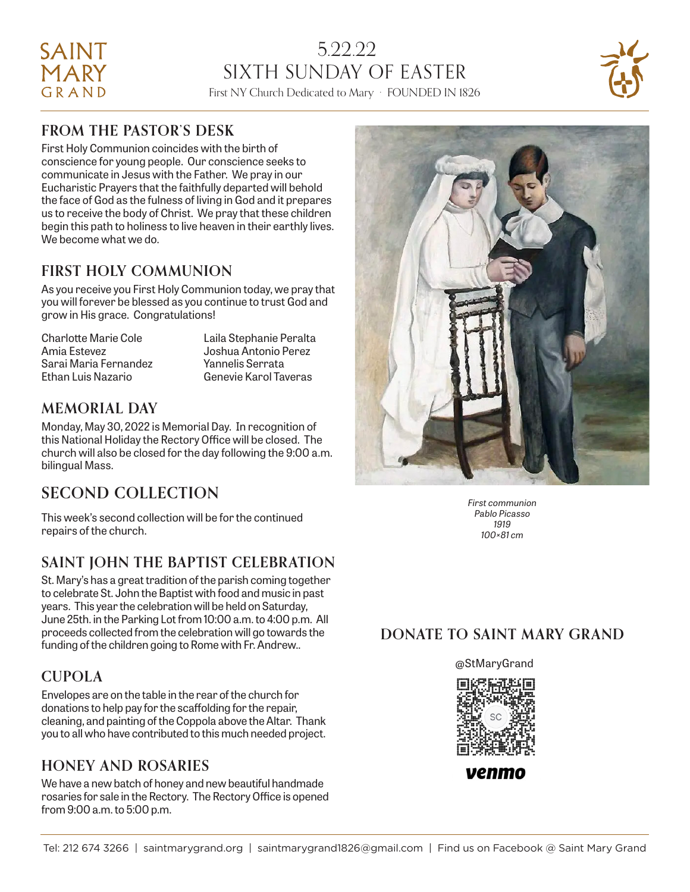# SAINT MARY GRAND

## 5.22.22
## SIXTH SUNDAY OF EASTER

First NY Church Dedicated to Mary · FOUNDED IN 1826

## FROM THE PASTOR'S DESK

First Holy Communion coincides with the birth of conscience for young people. Our conscience seeks to communicate in Jesus with the Father. We pray in our Eucharistic Prayers that the faithfully departed will behold the face of God as the fulness of living in God and it prepares us to receive the body of Christ. We pray that these children begin this path to holiness to live heaven in their earthly lives. We become what we do.

## FIRST HOLY COMMUNION

As you receive you First Holy Communion today, we pray that you will forever be blessed as you continue to trust God and grow in His grace. Congratulations!

Charlotte Marie Cole
Amia Estevez
Sarai Maria Fernandez
Ethan Luis Nazario
Laila Stephanie Peralta
Joshua Antonio Perez
Yannelis Serrata
Genevie Karol Taveras

## MEMORIAL DAY

Monday, May 30, 2022 is Memorial Day. In recognition of this National Holiday the Rectory Office will be closed. The church will also be closed for the day following the 9:00 a.m. bilingual Mass.

## SECOND COLLECTION

This week's second collection will be for the continued repairs of the church.

## SAINT JOHN THE BAPTIST CELEBRATION

St. Mary's has a great tradition of the parish coming together to celebrate St. John the Baptist with food and music in past years. This year the celebration will be held on Saturday, June 25th. in the Parking Lot from 10:00 a.m. to 4:00 p.m. All proceeds collected from the celebration will go towards the funding of the children going to Rome with Fr. Andrew..

## CUPOLA

Envelopes are on the table in the rear of the church for donations to help pay for the scaffolding for the repair, cleaning, and painting of the Coppola above the Altar. Thank you to all who have contributed to this much needed project.

## HONEY AND ROSARIES

We have a new batch of honey and new beautiful handmade rosaries for sale in the Rectory. The Rectory Office is opened from 9:00 a.m. to 5:00 p.m.

*First communion*
*Pablo Picasso*
*1919*
*100×81 cm*

## DONATE TO SAINT MARY GRAND

@StMaryGrand

venmo

Tel: 212 674 3266 | saintmarygrand.org | saintmarygrand1826@gmail.com | Find us on Facebook @ Saint Mary Grand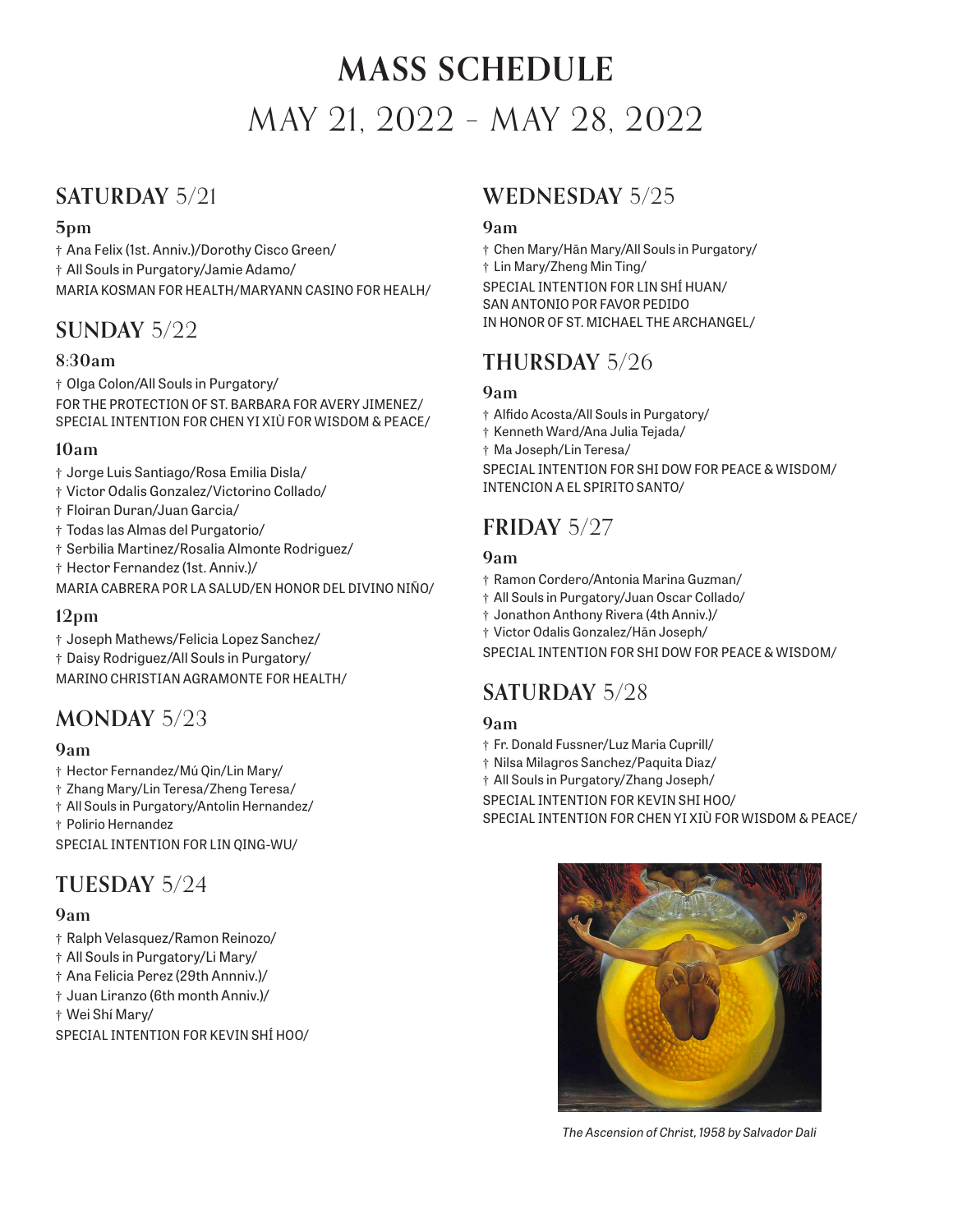# MASS SCHEDULE

# MAY 21, 2022 - MAY 28, 2022

## SATURDAY 5/21

### 5pm

† Ana Felix (1st. Anniv.)/Dorothy Cisco Green/
† All Souls in Purgatory/Jamie Adamo/
MARIA KOSMAN FOR HEALTH/MARYANN CASINO FOR HEALH/

## SUNDAY 5/22

### 8:30am

† Olga Colon/All Souls in Purgatory/
FOR THE PROTECTION OF ST. BARBARA FOR AVERY JIMENEZ/
SPECIAL INTENTION FOR CHEN YI XIÙ FOR WISDOM & PEACE/

### 10am

† Jorge Luis Santiago/Rosa Emilia Disla/
† Victor Odalis Gonzalez/Victorino Collado/
† Floiran Duran/Juan Garcia/
† Todas las Almas del Purgatorio/
† Serbilia Martinez/Rosalia Almonte Rodriguez/
† Hector Fernandez (1st. Anniv.)/
MARIA CABRERA POR LA SALUD/EN HONOR DEL DIVINO NIÑO/

### 12pm

† Joseph Mathews/Felicia Lopez Sanchez/
† Daisy Rodriguez/All Souls in Purgatory/
MARINO CHRISTIAN AGRAMONTE FOR HEALTH/

## MONDAY 5/23

### 9am

† Hector Fernandez/Mú Qin/Lin Mary/
† Zhang Mary/Lin Teresa/Zheng Teresa/
† All Souls in Purgatory/Antolin Hernandez/
† Polirio Hernandez
SPECIAL INTENTION FOR LIN QING-WU/

## TUESDAY 5/24

### 9am

† Ralph Velasquez/Ramon Reinozo/
† All Souls in Purgatory/Li Mary/
† Ana Felicia Perez (29th Annniv.)/
† Juan Liranzo (6th month Anniv.)/
† Wei Shí Mary/
SPECIAL INTENTION FOR KEVIN SHÍ HOO/

## WEDNESDAY 5/25

### 9am

† Chen Mary/Hān Mary/All Souls in Purgatory/
† Lin Mary/Zheng Min Ting/
SPECIAL INTENTION FOR LIN SHÍ HUAN/
SAN ANTONIO POR FAVOR PEDIDO
IN HONOR OF ST. MICHAEL THE ARCHANGEL/

## THURSDAY 5/26

### 9am

† Alfido Acosta/All Souls in Purgatory/
† Kenneth Ward/Ana Julia Tejada/
† Ma Joseph/Lin Teresa/
SPECIAL INTENTION FOR SHI DOW FOR PEACE & WISDOM/
INTENCION A EL SPIRITO SANTO/

## FRIDAY 5/27

### 9am

† Ramon Cordero/Antonia Marina Guzman/
† All Souls in Purgatory/Juan Oscar Collado/
† Jonathon Anthony Rivera (4th Anniv.)/
† Victor Odalis Gonzalez/Hān Joseph/
SPECIAL INTENTION FOR SHI DOW FOR PEACE & WISDOM/

## SATURDAY 5/28

### 9am

† Fr. Donald Fussner/Luz Maria Cuprill/
† Nilsa Milagros Sanchez/Paquita Diaz/
† All Souls in Purgatory/Zhang Joseph/
SPECIAL INTENTION FOR KEVIN SHI HOO/
SPECIAL INTENTION FOR CHEN YI XIÙ FOR WISDOM & PEACE/

*The Ascension of Christ, 1958 by Salvador Dali*